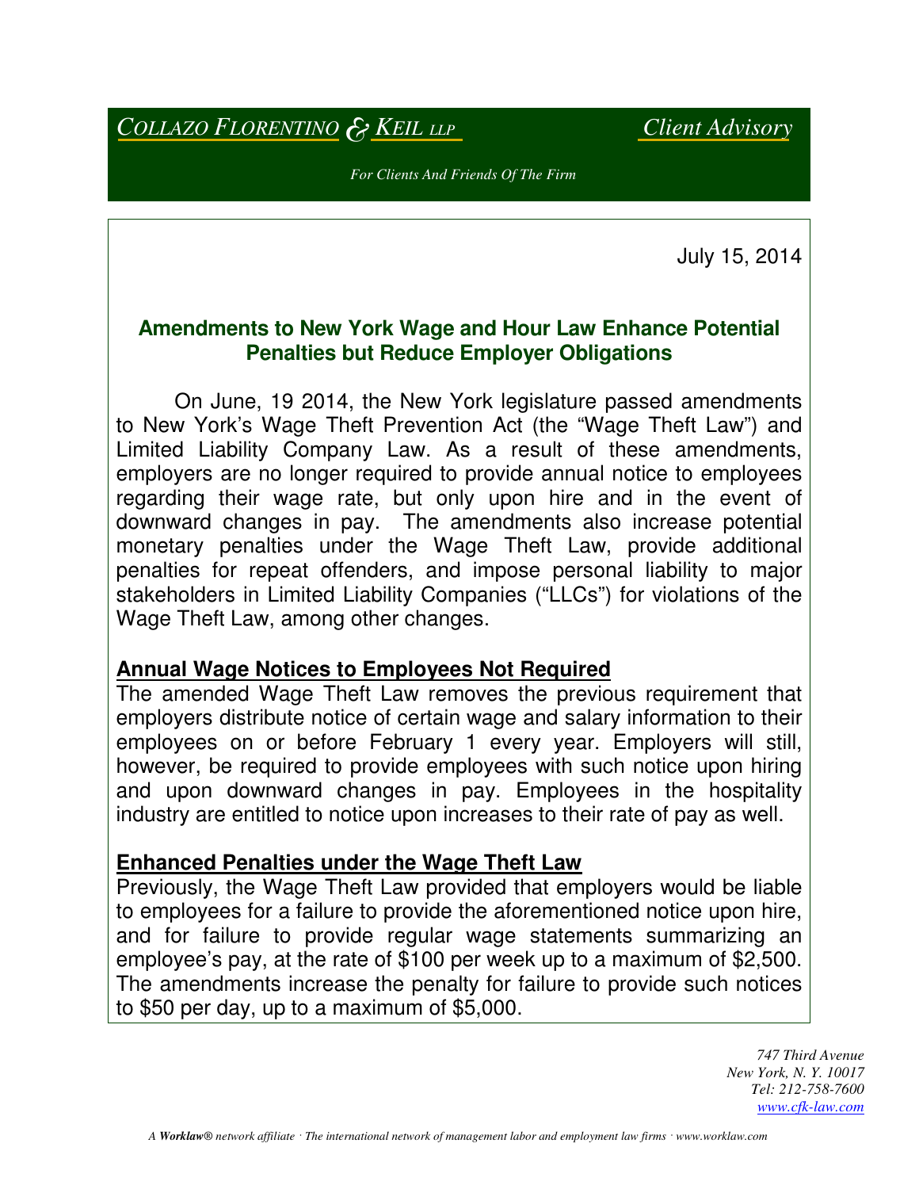*Collazo Florentino & Keil LLP* *Client Advisory*

*For Clients And Friends Of The Firm*

July 15, 2014

## Amendments to New York Wage and Hour Law Enhance Potential Penalties but Reduce Employer Obligations

On June, 19 2014, the New York legislature passed amendments to New York's Wage Theft Prevention Act (the "Wage Theft Law") and Limited Liability Company Law. As a result of these amendments, employers are no longer required to provide annual notice to employees regarding their wage rate, but only upon hire and in the event of downward changes in pay. The amendments also increase potential monetary penalties under the Wage Theft Law, provide additional penalties for repeat offenders, and impose personal liability to major stakeholders in Limited Liability Companies ("LLCs") for violations of the Wage Theft Law, among other changes.

### Annual Wage Notices to Employees Not Required

The amended Wage Theft Law removes the previous requirement that employers distribute notice of certain wage and salary information to their employees on or before February 1 every year. Employers will still, however, be required to provide employees with such notice upon hiring and upon downward changes in pay. Employees in the hospitality industry are entitled to notice upon increases to their rate of pay as well.

### Enhanced Penalties under the Wage Theft Law

Previously, the Wage Theft Law provided that employers would be liable to employees for a failure to provide the aforementioned notice upon hire, and for failure to provide regular wage statements summarizing an employee's pay, at the rate of $100 per week up to a maximum of $2,500. The amendments increase the penalty for failure to provide such notices to $50 per day, up to a maximum of $5,000.

*747 Third Avenue*
*New York, N. Y. 10017*
*Tel: 212-758-7600*
*www.cfk-law.com*

*A Worklaw® network affiliate · The international network of management labor and employment law firms · www.worklaw.com*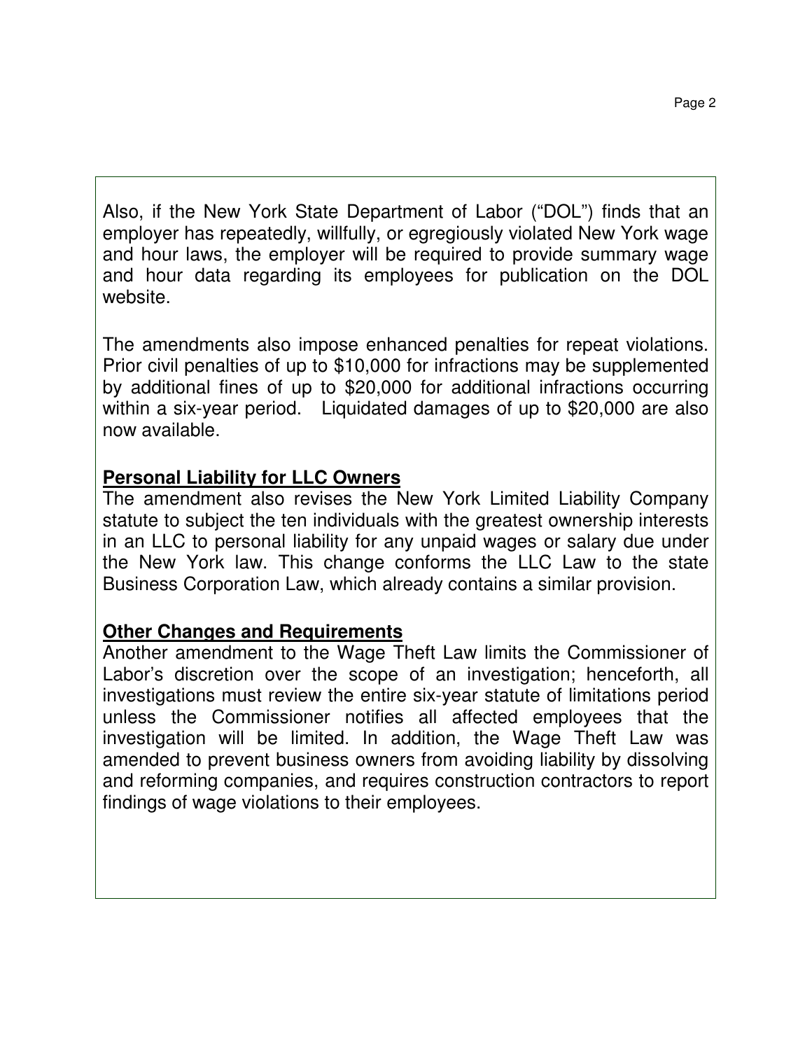Also, if the New York State Department of Labor ("DOL") finds that an employer has repeatedly, willfully, or egregiously violated New York wage and hour laws, the employer will be required to provide summary wage and hour data regarding its employees for publication on the DOL website.

The amendments also impose enhanced penalties for repeat violations. Prior civil penalties of up to $10,000 for infractions may be supplemented by additional fines of up to $20,000 for additional infractions occurring within a six-year period. Liquidated damages of up to $20,000 are also now available.

**Personal Liability for LLC Owners**

The amendment also revises the New York Limited Liability Company statute to subject the ten individuals with the greatest ownership interests in an LLC to personal liability for any unpaid wages or salary due under the New York law. This change conforms the LLC Law to the state Business Corporation Law, which already contains a similar provision.

**Other Changes and Requirements**

Another amendment to the Wage Theft Law limits the Commissioner of Labor's discretion over the scope of an investigation; henceforth, all investigations must review the entire six-year statute of limitations period unless the Commissioner notifies all affected employees that the investigation will be limited. In addition, the Wage Theft Law was amended to prevent business owners from avoiding liability by dissolving and reforming companies, and requires construction contractors to report findings of wage violations to their employees.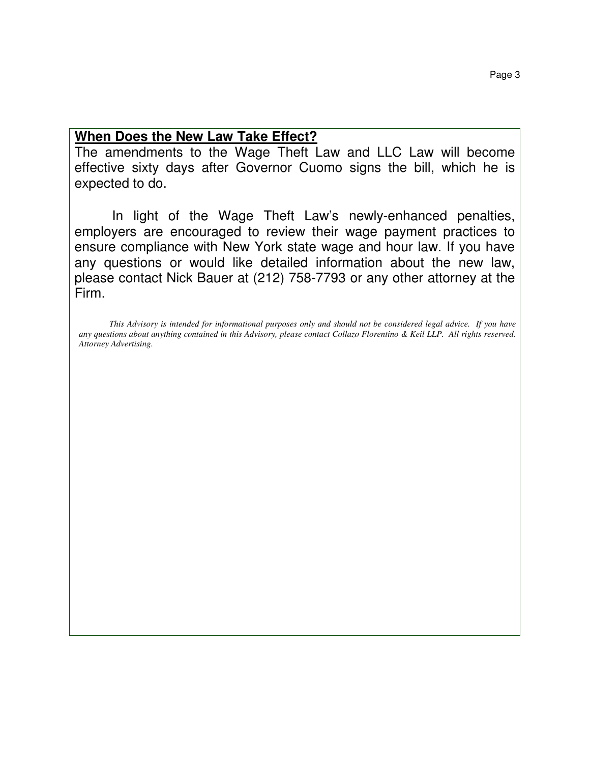## **When Does the New Law Take Effect?**

The amendments to the Wage Theft Law and LLC Law will become effective sixty days after Governor Cuomo signs the bill, which he is expected to do.

In light of the Wage Theft Law's newly-enhanced penalties, employers are encouraged to review their wage payment practices to ensure compliance with New York state wage and hour law. If you have any questions or would like detailed information about the new law, please contact Nick Bauer at (212) 758-7793 or any other attorney at the Firm.

*This Advisory is intended for informational purposes only and should not be considered legal advice. If you have any questions about anything contained in this Advisory, please contact Collazo Florentino & Keil LLP. All rights reserved. Attorney Advertising.*